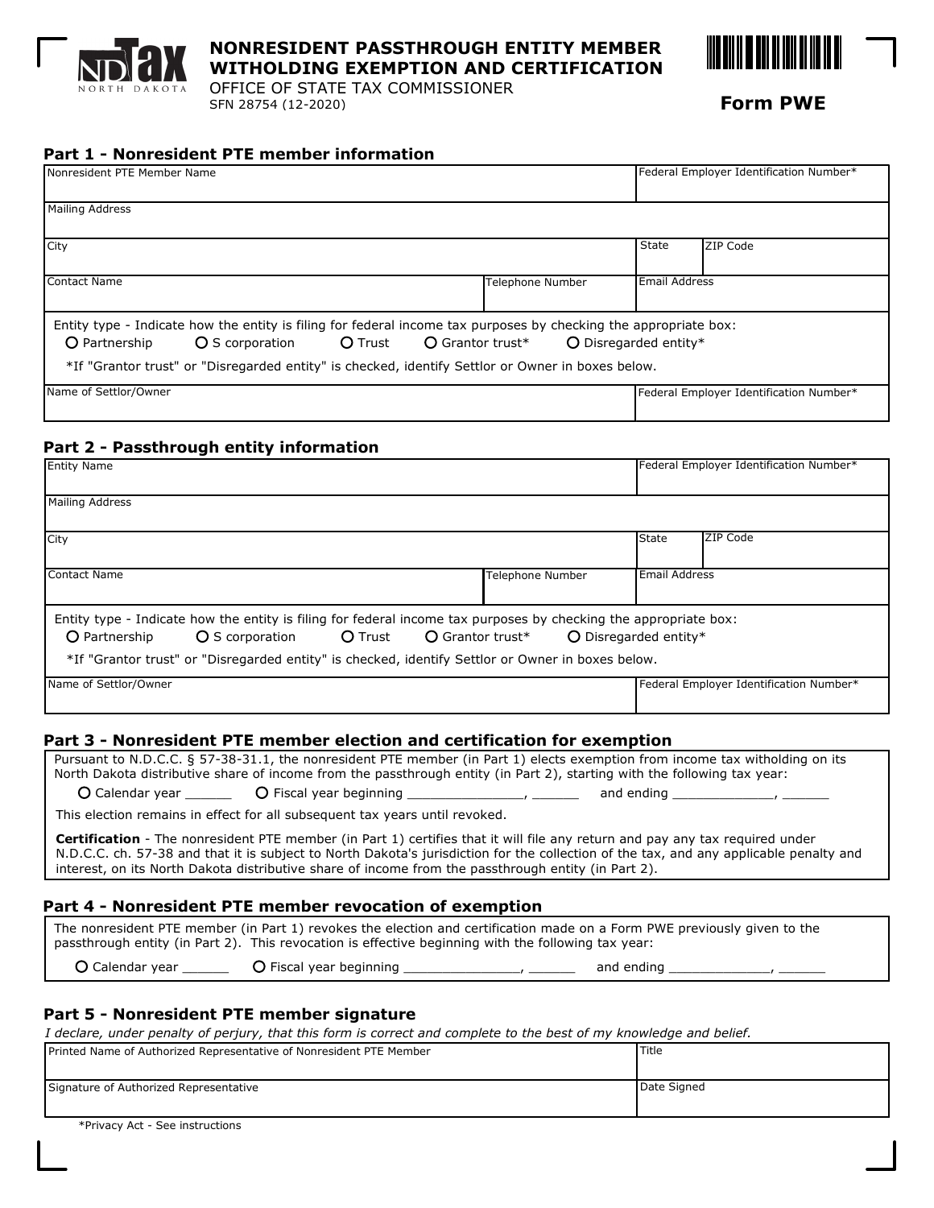# NONRESIDENT PASSTHROUGH ENTITY MEMBER WITHOLDING EXEMPTION AND CERTIFICATION

OFFICE OF STATE TAX COMMISSIONER
SFN 28754 (12-2020)

**Form PWE**

## Part 1 - Nonresident PTE member information

| Nonresident PTE Member Name | | Federal Employer Identification Number* | |
|---|---|---|---|
| Mailing Address | | | |
| City | | State | ZIP Code |
| Contact Name | Telephone Number | Email Address | |

Entity type - Indicate how the entity is filing for federal income tax purposes by checking the appropriate box:

○ Partnership ○ S corporation ○ Trust ○ Grantor trust* ○ Disregarded entity*

*If "Grantor trust" or "Disregarded entity" is checked, identify Settlor or Owner in boxes below.

| Name of Settlor/Owner | Federal Employer Identification Number* |
|---|---|
| | |

## Part 2 - Passthrough entity information

| Entity Name | | Federal Employer Identification Number* | |
|---|---|---|---|
| Mailing Address | | | |
| City | | State | ZIP Code |
| Contact Name | Telephone Number | Email Address | |

Entity type - Indicate how the entity is filing for federal income tax purposes by checking the appropriate box:

○ Partnership ○ S corporation ○ Trust ○ Grantor trust* ○ Disregarded entity*

*If "Grantor trust" or "Disregarded entity" is checked, identify Settlor or Owner in boxes below.

| Name of Settlor/Owner | Federal Employer Identification Number* |
|---|---|
| | |

## Part 3 - Nonresident PTE member election and certification for exemption

Pursuant to N.D.C.C. § 57-38-31.1, the nonresident PTE member (in Part 1) elects exemption from income tax witholding on its North Dakota distributive share of income from the passthrough entity (in Part 2), starting with the following tax year:

○ Calendar year ______ ○ Fiscal year beginning _______________, ______ and ending _____________, ______

This election remains in effect for all subsequent tax years until revoked.

**Certification** - The nonresident PTE member (in Part 1) certifies that it will file any return and pay any tax required under N.D.C.C. ch. 57-38 and that it is subject to North Dakota's jurisdiction for the collection of the tax, and any applicable penalty and interest, on its North Dakota distributive share of income from the passthrough entity (in Part 2).

## Part 4 - Nonresident PTE member revocation of exemption

The nonresident PTE member (in Part 1) revokes the election and certification made on a Form PWE previously given to the passthrough entity (in Part 2). This revocation is effective beginning with the following tax year:

○ Calendar year ______ ○ Fiscal year beginning _______________, ______ and ending _____________, ______

## Part 5 - Nonresident PTE member signature

*I declare, under penalty of perjury, that this form is correct and complete to the best of my knowledge and belief.*

| Printed Name of Authorized Representative of Nonresident PTE Member | Title |
|---|---|
| Signature of Authorized Representative | Date Signed |

*Privacy Act - See instructions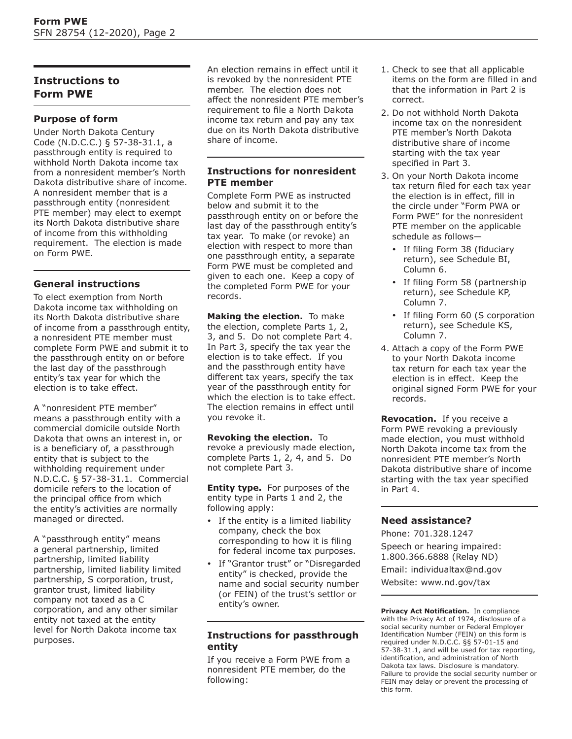# Instructions to Form PWE

## Purpose of form

Under North Dakota Century Code (N.D.C.C.) § 57-38-31.1, a passthrough entity is required to withhold North Dakota income tax from a nonresident member's North Dakota distributive share of income. A nonresident member that is a passthrough entity (nonresident PTE member) may elect to exempt its North Dakota distributive share of income from this withholding requirement. The election is made on Form PWE.

## General instructions

To elect exemption from North Dakota income tax withholding on its North Dakota distributive share of income from a passthrough entity, a nonresident PTE member must complete Form PWE and submit it to the passthrough entity on or before the last day of the passthrough entity's tax year for which the election is to take effect.

A "nonresident PTE member" means a passthrough entity with a commercial domicile outside North Dakota that owns an interest in, or is a beneficiary of, a passthrough entity that is subject to the withholding requirement under N.D.C.C. § 57-38-31.1. Commercial domicile refers to the location of the principal office from which the entity's activities are normally managed or directed.

A "passthrough entity" means a general partnership, limited partnership, limited liability partnership, limited liability limited partnership, S corporation, trust, grantor trust, limited liability company not taxed as a C corporation, and any other similar entity not taxed at the entity level for North Dakota income tax purposes.

An election remains in effect until it is revoked by the nonresident PTE member. The election does not affect the nonresident PTE member's requirement to file a North Dakota income tax return and pay any tax due on its North Dakota distributive share of income.

## Instructions for nonresident PTE member

Complete Form PWE as instructed below and submit it to the passthrough entity on or before the last day of the passthrough entity's tax year. To make (or revoke) an election with respect to more than one passthrough entity, a separate Form PWE must be completed and given to each one. Keep a copy of the completed Form PWE for your records.

**Making the election.** To make the election, complete Parts 1, 2, 3, and 5. Do not complete Part 4. In Part 3, specify the tax year the election is to take effect. If you and the passthrough entity have different tax years, specify the tax year of the passthrough entity for which the election is to take effect. The election remains in effect until you revoke it.

**Revoking the election.** To revoke a previously made election, complete Parts 1, 2, 4, and 5. Do not complete Part 3.

**Entity type.** For purposes of the entity type in Parts 1 and 2, the following apply:

- If the entity is a limited liability company, check the box corresponding to how it is filing for federal income tax purposes.
- If "Grantor trust" or "Disregarded entity" is checked, provide the name and social security number (or FEIN) of the trust's settlor or entity's owner.

## Instructions for passthrough entity

If you receive a Form PWE from a nonresident PTE member, do the following:

1. Check to see that all applicable items on the form are filled in and that the information in Part 2 is correct.
2. Do not withhold North Dakota income tax on the nonresident PTE member's North Dakota distributive share of income starting with the tax year specified in Part 3.
3. On your North Dakota income tax return filed for each tax year the election is in effect, fill in the circle under "Form PWA or Form PWE" for the nonresident PTE member on the applicable schedule as follows—
   - If filing Form 38 (fiduciary return), see Schedule BI, Column 6.
   - If filing Form 58 (partnership return), see Schedule KP, Column 7.
   - If filing Form 60 (S corporation return), see Schedule KS, Column 7.
4. Attach a copy of the Form PWE to your North Dakota income tax return for each tax year the election is in effect. Keep the original signed Form PWE for your records.

**Revocation.** If you receive a Form PWE revoking a previously made election, you must withhold North Dakota income tax from the nonresident PTE member's North Dakota distributive share of income starting with the tax year specified in Part 4.

## Need assistance?

Phone: 701.328.1247

Speech or hearing impaired: 1.800.366.6888 (Relay ND)

Email: individualtax@nd.gov

Website: www.nd.gov/tax

**Privacy Act Notification.** In compliance with the Privacy Act of 1974, disclosure of a social security number or Federal Employer Identification Number (FEIN) on this form is required under N.D.C.C. §§ 57-01-15 and 57-38-31.1, and will be used for tax reporting, identification, and administration of North Dakota tax laws. Disclosure is mandatory. Failure to provide the social security number or FEIN may delay or prevent the processing of this form.